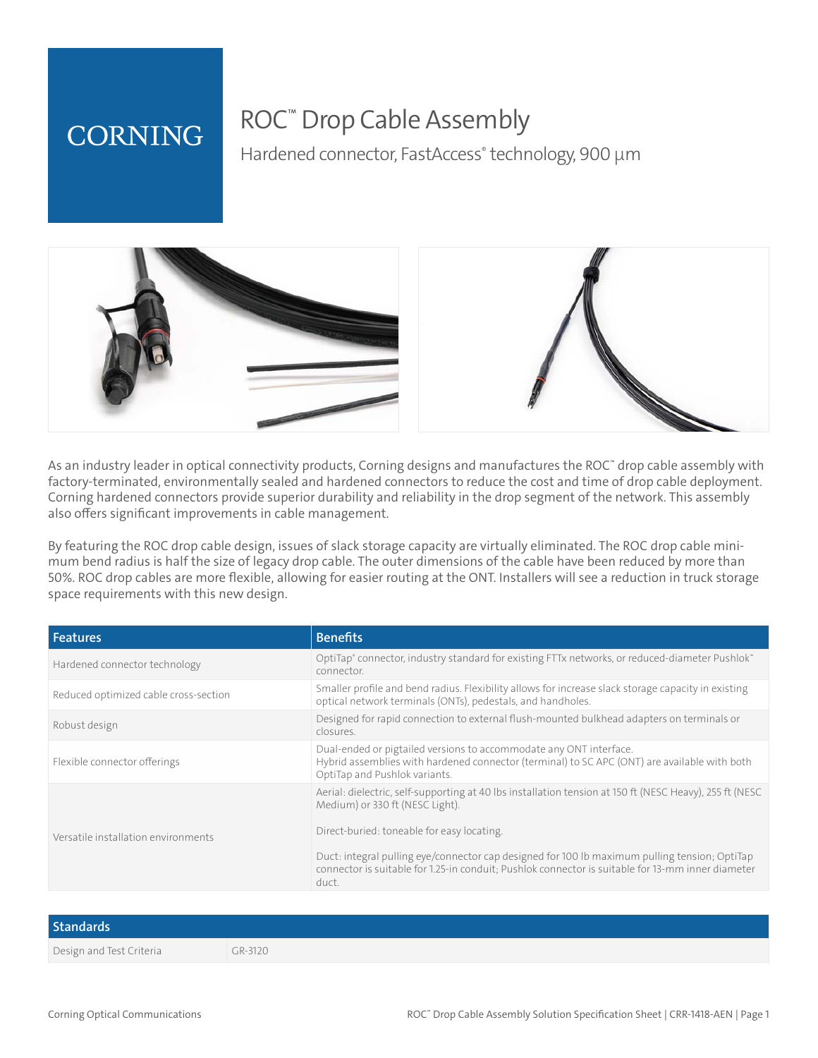CORNING

# ROC™ Drop Cable Assembly

## Hardened connector, FastAccess® technology, 900 µm

As an industry leader in optical connectivity products, Corning designs and manufactures the ROC™ drop cable assembly with factory-terminated, environmentally sealed and hardened connectors to reduce the cost and time of drop cable deployment. Corning hardened connectors provide superior durability and reliability in the drop segment of the network. This assembly also offers significant improvements in cable management.

By featuring the ROC drop cable design, issues of slack storage capacity are virtually eliminated. The ROC drop cable minimum bend radius is half the size of legacy drop cable. The outer dimensions of the cable have been reduced by more than 50%. ROC drop cables are more flexible, allowing for easier routing at the ONT. Installers will see a reduction in truck storage space requirements with this new design.

| Features | Benefits |
|---|---|
| Hardened connector technology | OptiTap® connector, industry standard for existing FTTx networks, or reduced-diameter Pushlok™ connector. |
| Reduced optimized cable cross-section | Smaller profile and bend radius. Flexibility allows for increase slack storage capacity in existing optical network terminals (ONTs), pedestals, and handholes. |
| Robust design | Designed for rapid connection to external flush-mounted bulkhead adapters on terminals or closures. |
| Flexible connector offerings | Dual-ended or pigtailed versions to accommodate any ONT interface.<br>Hybrid assemblies with hardened connector (terminal) to SC APC (ONT) are available with both OptiTap and Pushlok variants. |
| Versatile installation environments | Aerial: dielectric, self-supporting at 40 lbs installation tension at 150 ft (NESC Heavy), 255 ft (NESC Medium) or 330 ft (NESC Light).<br><br>Direct-buried: toneable for easy locating.<br><br>Duct: integral pulling eye/connector cap designed for 100 lb maximum pulling tension; OptiTap connector is suitable for 1.25-in conduit; Pushlok connector is suitable for 13-mm inner diameter duct. |

| Standards | |
|---|---|
| Design and Test Criteria | GR-3120 |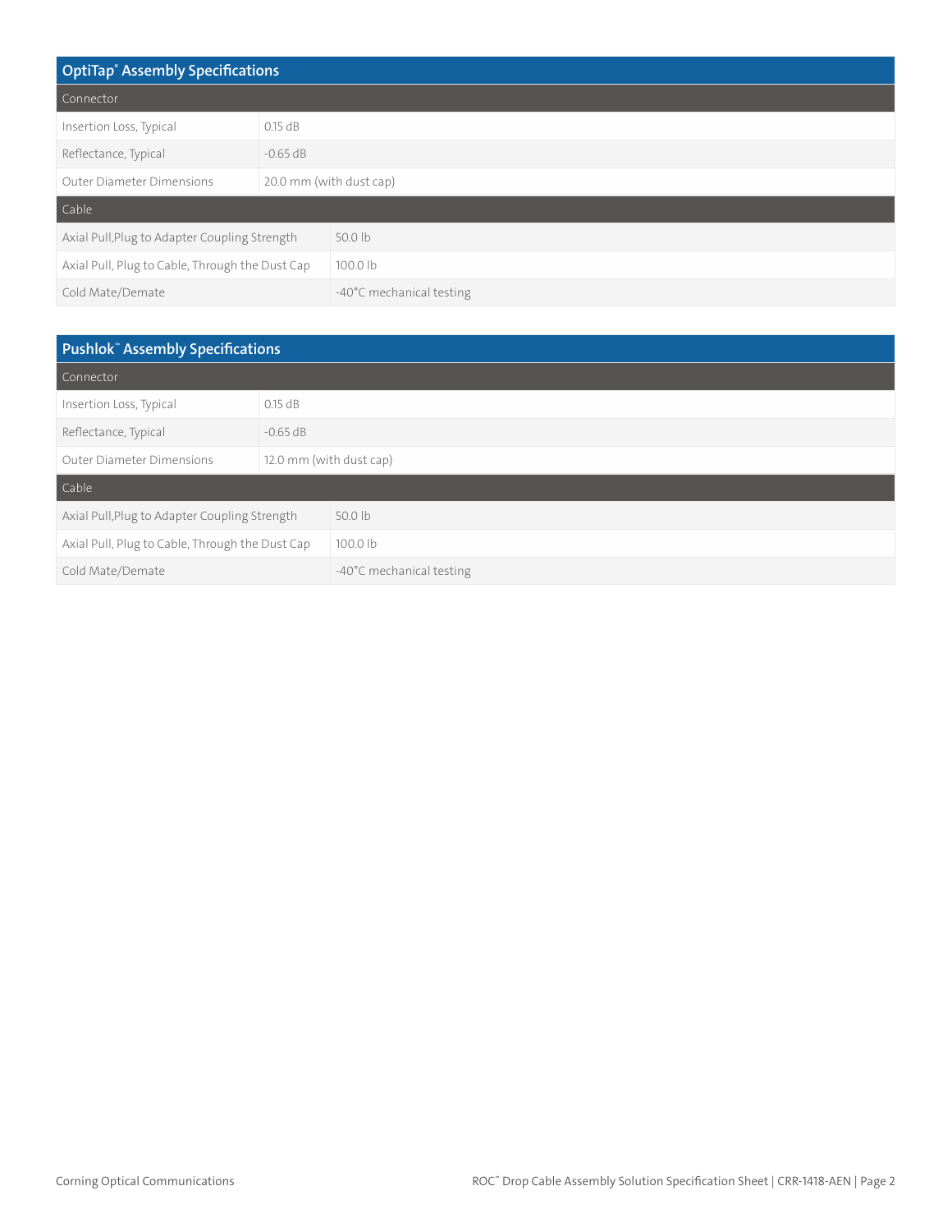## OptiTap® Assembly Specifications

| Connector | |
|---|---|
| Insertion Loss, Typical | 0.15 dB |
| Reflectance, Typical | -0.65 dB |
| Outer Diameter Dimensions | 20.0 mm (with dust cap) |
| **Cable** | |
| Axial Pull,Plug to Adapter Coupling Strength | 50.0 lb |
| Axial Pull, Plug to Cable, Through the Dust Cap | 100.0 lb |
| Cold Mate/Demate | -40°C mechanical testing |

## Pushlok™ Assembly Specifications

| Connector | |
|---|---|
| Insertion Loss, Typical | 0.15 dB |
| Reflectance, Typical | -0.65 dB |
| Outer Diameter Dimensions | 12.0 mm (with dust cap) |
| **Cable** | |
| Axial Pull,Plug to Adapter Coupling Strength | 50.0 lb |
| Axial Pull, Plug to Cable, Through the Dust Cap | 100.0 lb |
| Cold Mate/Demate | -40°C mechanical testing |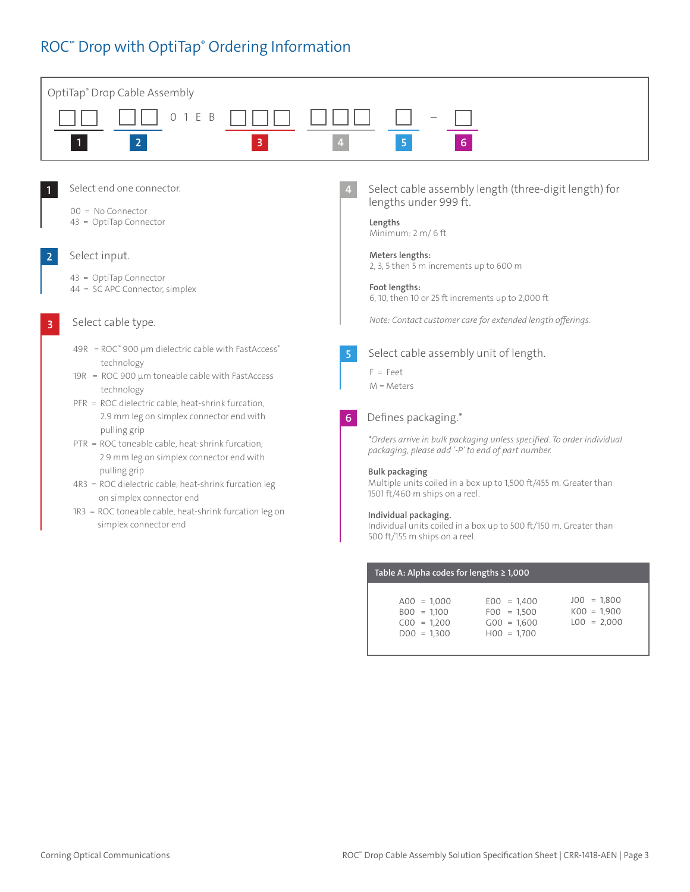# ROC™ Drop with OptiTap® Ordering Information

OptiTap® Drop Cable Assembly

| ☐☐ | ☐☐ | 0 1 E B | ☐☐☐ | ☐☐☐ | ☐ | – | ☐ |
|---|---|---|---|---|---|---|---|
| 1 | 2 | | 3 | 4 | 5 | | 6 |

**1** Select end one connector.

00 = No Connector
43 = OptiTap Connector

**2** Select input.

43 = OptiTap Connector
44 = SC APC Connector, simplex

**3** Select cable type.

49R = ROC™ 900 µm dielectric cable with FastAccess® technology
19R = ROC 900 µm toneable cable with FastAccess technology
PFR = ROC dielectric cable, heat-shrink furcation, 2.9 mm leg on simplex connector end with pulling grip
PTR = ROC toneable cable, heat-shrink furcation, 2.9 mm leg on simplex connector end with pulling grip
4R3 = ROC dielectric cable, heat-shrink furcation leg on simplex connector end
1R3 = ROC toneable cable, heat-shrink furcation leg on simplex connector end

**4** Select cable assembly length (three-digit length) for lengths under 999 ft.

**Lengths**
Minimum: 2 m/ 6 ft

**Meters lengths:**
2, 3, 5 then 5 m increments up to 600 m

**Foot lengths:**
6, 10, then 10 or 25 ft increments up to 2,000 ft

*Note: Contact customer care for extended length offerings.*

**5** Select cable assembly unit of length.

F = Feet
M = Meters

**6** Defines packaging.*

*\*Orders arrive in bulk packaging unless specified. To order individual packaging, please add '-P' to end of part number.*

**Bulk packaging**
Multiple units coiled in a box up to 1,500 ft/455 m. Greater than 1501 ft/460 m ships on a reel.

**Individual packaging.**
Individual units coiled in a box up to 500 ft/150 m. Greater than 500 ft/155 m ships on a reel.

**Table A: Alpha codes for lengths ≥ 1,000**

| | | |
|---|---|---|
| A00 = 1,000 | E00 = 1,400 | J00 = 1,800 |
| B00 = 1,100 | F00 = 1,500 | K00 = 1,900 |
| C00 = 1,200 | G00 = 1,600 | L00 = 2,000 |
| D00 = 1,300 | H00 = 1,700 | |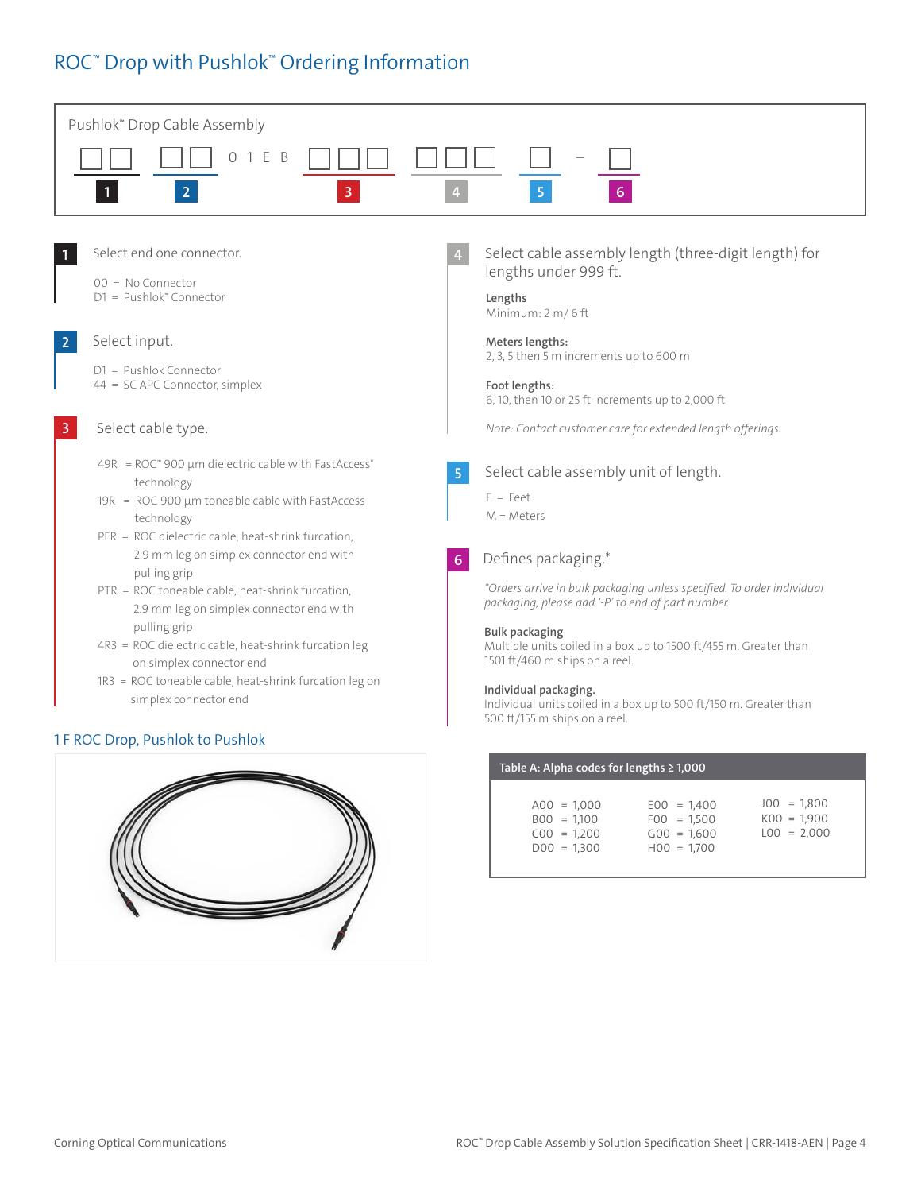# ROC™ Drop with Pushlok™ Ordering Information

**Pushlok™ Drop Cable Assembly**

| ☐☐ | ☐☐ | 0 1 E B | ☐☐☐ | ☐☐☐ | ☐ | – | ☐ |
|---|---|---|---|---|---|---|---|
| 1 | 2 | | 3 | 4 | 5 | | 6 |

**1** Select end one connector.

00 = No Connector
D1 = Pushlok™ Connector

**2** Select input.

D1 = Pushlok Connector
44 = SC APC Connector, simplex

**3** Select cable type.

49R = ROC™ 900 µm dielectric cable with FastAccess® technology
19R = ROC 900 µm toneable cable with FastAccess technology
PFR = ROC dielectric cable, heat-shrink furcation, 2.9 mm leg on simplex connector end with pulling grip
PTR = ROC toneable cable, heat-shrink furcation, 2.9 mm leg on simplex connector end with pulling grip
4R3 = ROC dielectric cable, heat-shrink furcation leg on simplex connector end
1R3 = ROC toneable cable, heat-shrink furcation leg on simplex connector end

**4** Select cable assembly length (three-digit length) for lengths under 999 ft.

**Lengths**
Minimum: 2 m/ 6 ft

**Meters lengths:**
2, 3, 5 then 5 m increments up to 600 m

**Foot lengths:**
6, 10, then 10 or 25 ft increments up to 2,000 ft

*Note: Contact customer care for extended length offerings.*

**5** Select cable assembly unit of length.

F = Feet
M = Meters

**6** Defines packaging.*

*\*Orders arrive in bulk packaging unless specified. To order individual packaging, please add '-P' to end of part number.*

**Bulk packaging**
Multiple units coiled in a box up to 1500 ft/455 m. Greater than 1501 ft/460 m ships on a reel.

**Individual packaging.**
Individual units coiled in a box up to 500 ft/150 m. Greater than 500 ft/155 m ships on a reel.

**Table A: Alpha codes for lengths ≥ 1,000**

| | | |
|---|---|---|
| A00 = 1,000 | E00 = 1,400 | J00 = 1,800 |
| B00 = 1,100 | F00 = 1,500 | K00 = 1,900 |
| C00 = 1,200 | G00 = 1,600 | L00 = 2,000 |
| D00 = 1,300 | H00 = 1,700 | |

1 F ROC Drop, Pushlok to Pushlok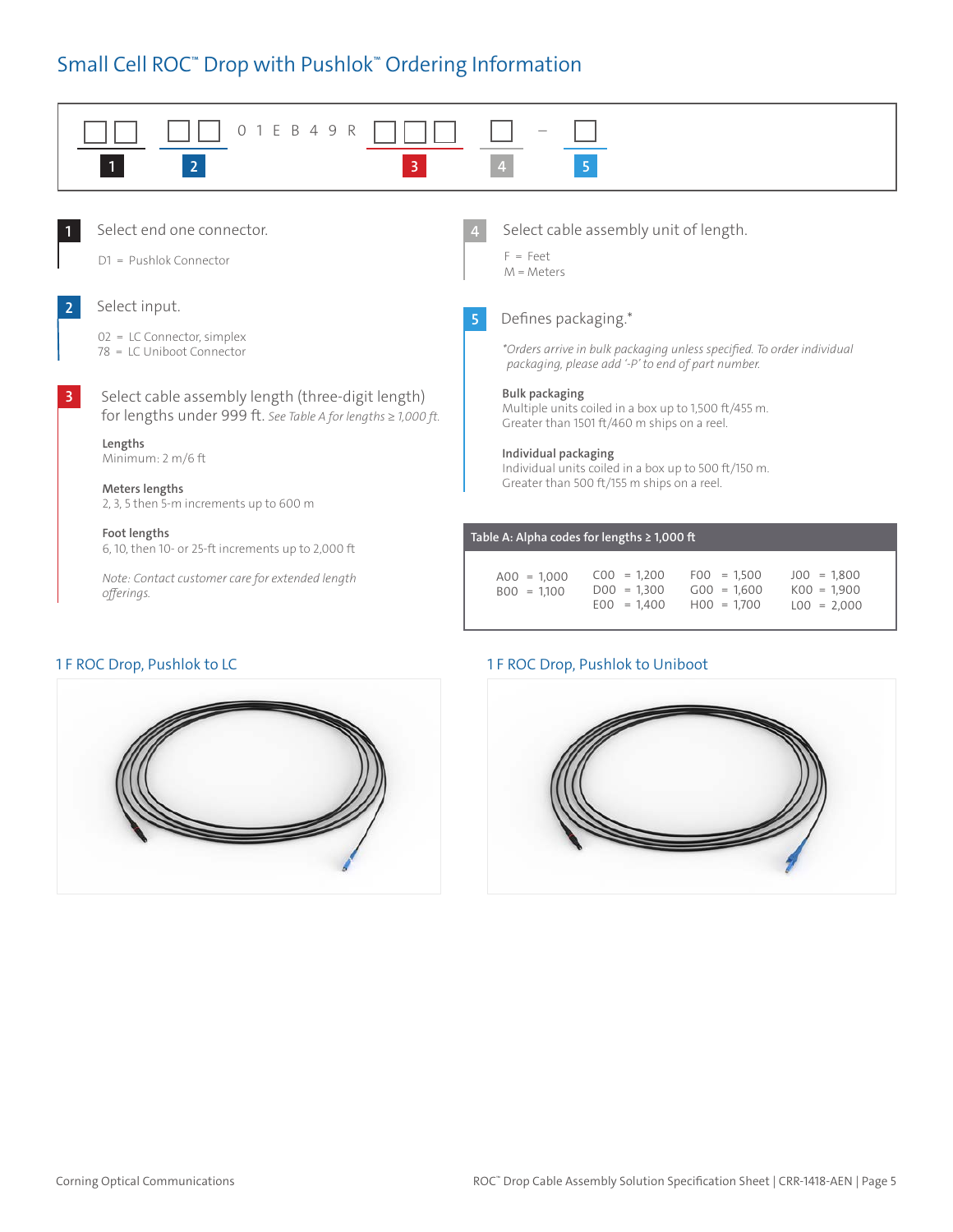## Small Cell ROC™ Drop with Pushlok™ Ordering Information

☐☐ ☐☐ 0 1 E B 4 9 R ☐☐☐ ☐ – ☐

1 2 3 4 5

**1** Select end one connector.

D1 = Pushlok Connector

**2** Select input.

02 = LC Connector, simplex
78 = LC Uniboot Connector

**3** Select cable assembly length (three-digit length) for lengths under 999 ft. *See Table A for lengths ≥ 1,000 ft.*

**Lengths**
Minimum: 2 m/6 ft

**Meters lengths**
2, 3, 5 then 5-m increments up to 600 m

**Foot lengths**
6, 10, then 10- or 25-ft increments up to 2,000 ft

*Note: Contact customer care for extended length offerings.*

**4** Select cable assembly unit of length.

F = Feet
M = Meters

**5** Defines packaging.*

*\*Orders arrive in bulk packaging unless specified. To order individual packaging, please add '-P' to end of part number.*

**Bulk packaging**
Multiple units coiled in a box up to 1,500 ft/455 m.
Greater than 1501 ft/460 m ships on a reel.

**Individual packaging**
Individual units coiled in a box up to 500 ft/150 m.
Greater than 500 ft/155 m ships on a reel.

| Table A: Alpha codes for lengths ≥ 1,000 ft | | | |
|---|---|---|---|
| A00 = 1,000 | C00 = 1,200 | F00 = 1,500 | J00 = 1,800 |
| B00 = 1,100 | D00 = 1,300 | G00 = 1,600 | K00 = 1,900 |
| | E00 = 1,400 | H00 = 1,700 | L00 = 2,000 |

### 1 F ROC Drop, Pushlok to LC

### 1 F ROC Drop, Pushlok to Uniboot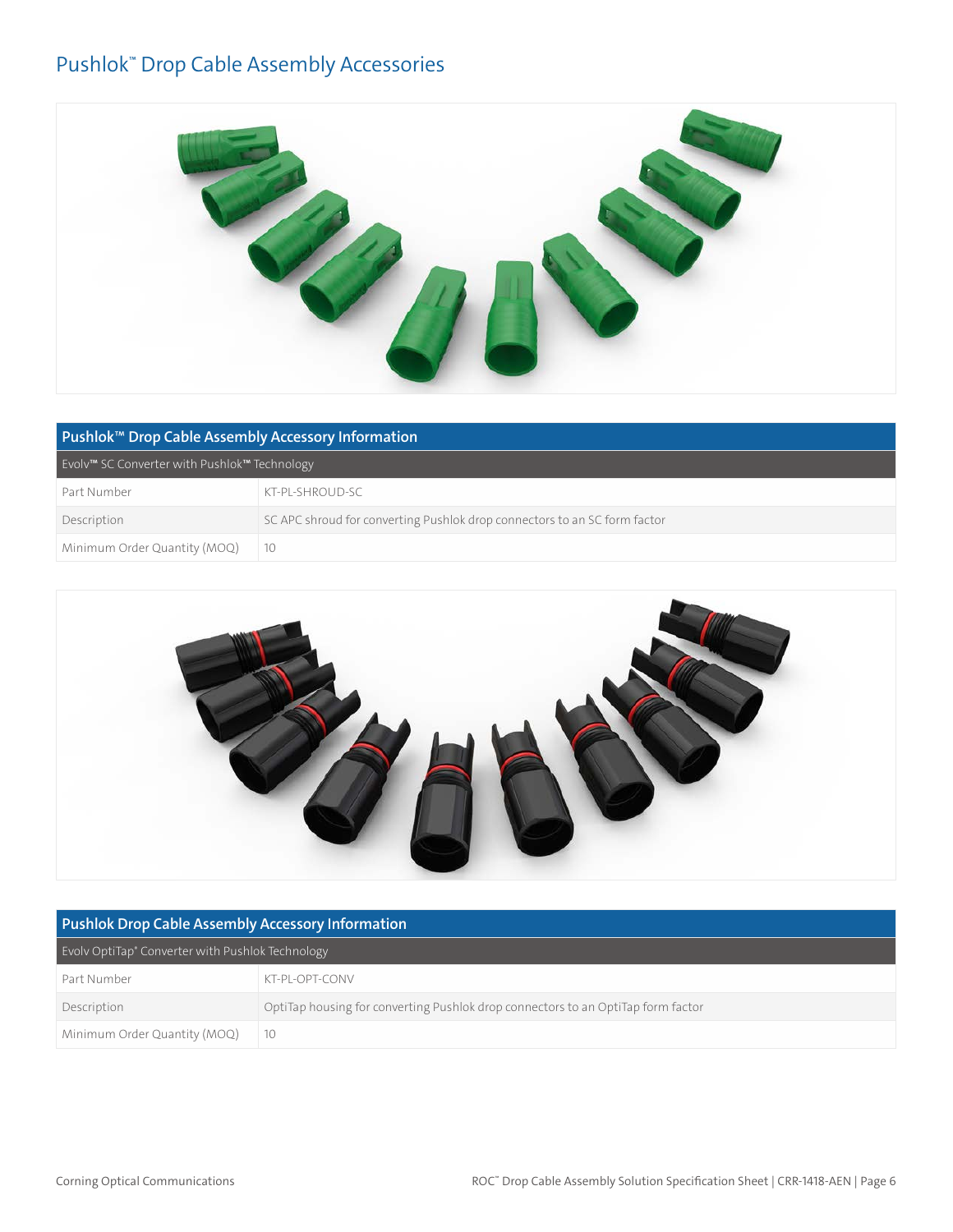# Pushlok™ Drop Cable Assembly Accessories

| Pushlok™ Drop Cable Assembly Accessory Information | |
|---|---|
| Evolv™ SC Converter with Pushlok™ Technology | |
| Part Number | KT-PL-SHROUD-SC |
| Description | SC APC shroud for converting Pushlok drop connectors to an SC form factor |
| Minimum Order Quantity (MOQ) | 10 |

| Pushlok Drop Cable Assembly Accessory Information | |
|---|---|
| Evolv OptiTap® Converter with Pushlok Technology | |
| Part Number | KT-PL-OPT-CONV |
| Description | OptiTap housing for converting Pushlok drop connectors to an OptiTap form factor |
| Minimum Order Quantity (MOQ) | 10 |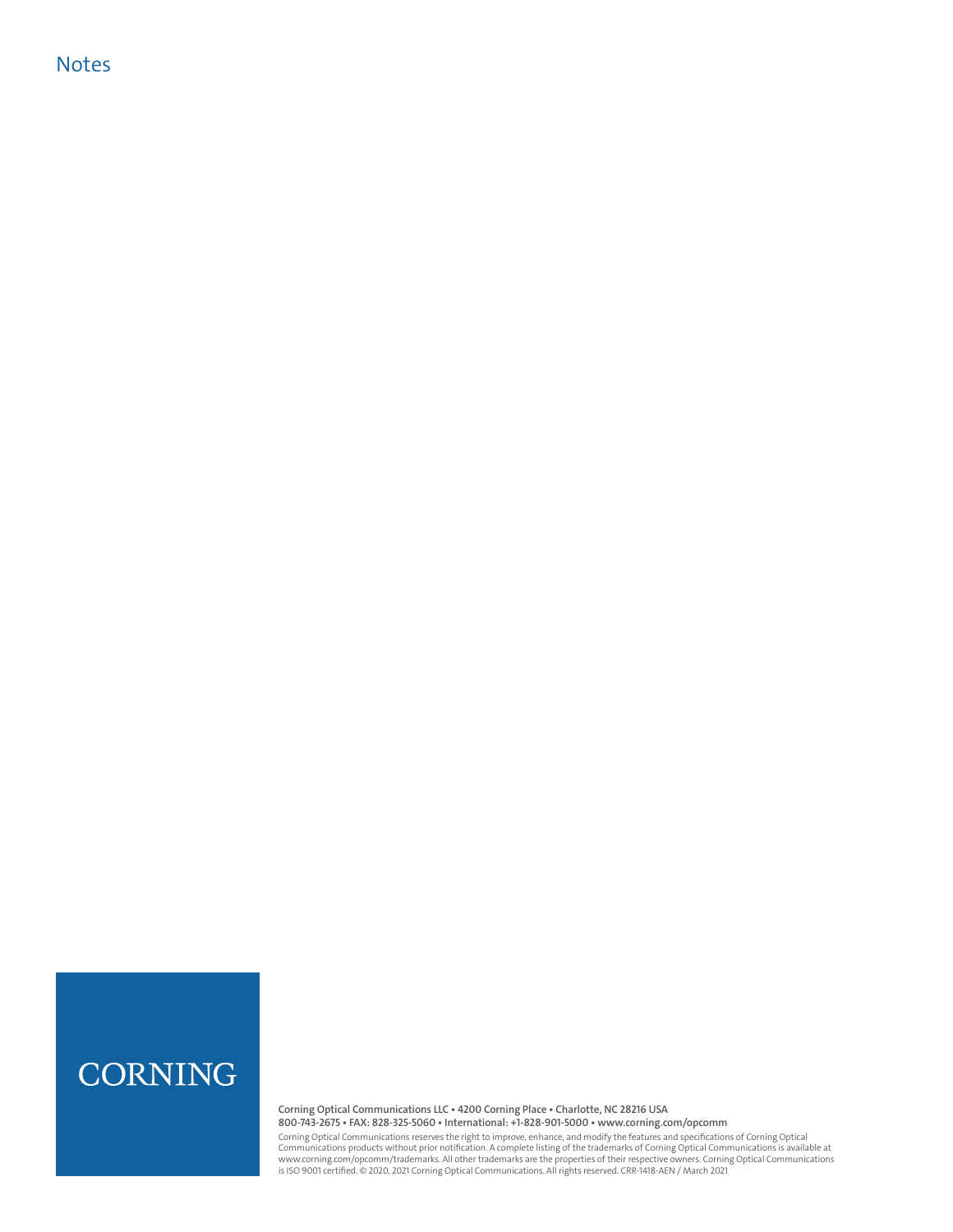## Notes

CORNING

**Corning Optical Communications LLC • 4200 Corning Place • Charlotte, NC 28216 USA**
**800-743-2675 • FAX: 828-325-5060 • International: +1-828-901-5000 • www.corning.com/opcomm**

Corning Optical Communications reserves the right to improve, enhance, and modify the features and specifications of Corning Optical Communications products without prior notification. A complete listing of the trademarks of Corning Optical Communications is available at www.corning.com/opcomm/trademarks. All other trademarks are the properties of their respective owners. Corning Optical Communications is ISO 9001 certified. © 2020, 2021 Corning Optical Communications. All rights reserved. CRR-1418-AEN / March 2021